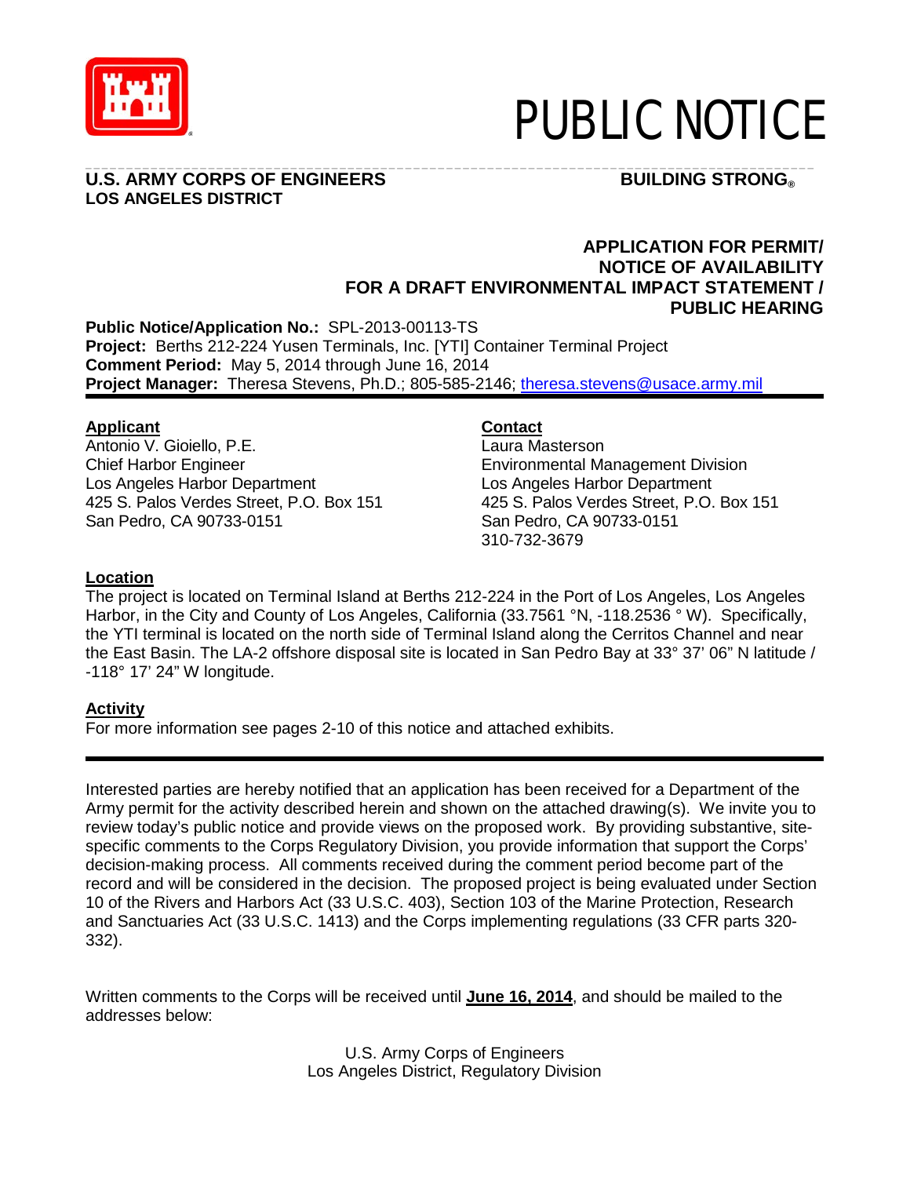# PUBLIC NOTICE

**U.S. ARMY CORPS OF ENGINEERS** **BUILDING STRONG®**
**LOS ANGELES DISTRICT**

**APPLICATION FOR PERMIT/
NOTICE OF AVAILABILITY
FOR A DRAFT ENVIRONMENTAL IMPACT STATEMENT /
PUBLIC HEARING**

**Public Notice/Application No.:** SPL-2013-00113-TS
**Project:** Berths 212-224 Yusen Terminals, Inc. [YTI] Container Terminal Project
**Comment Period:** May 5, 2014 through June 16, 2014
**Project Manager:** Theresa Stevens, Ph.D.; 805-585-2146; theresa.stevens@usace.army.mil

**Applicant**
Antonio V. Gioiello, P.E.
Chief Harbor Engineer
Los Angeles Harbor Department
425 S. Palos Verdes Street, P.O. Box 151
San Pedro, CA 90733-0151

**Contact**
Laura Masterson
Environmental Management Division
Los Angeles Harbor Department
425 S. Palos Verdes Street, P.O. Box 151
San Pedro, CA 90733-0151
310-732-3679

**Location**
The project is located on Terminal Island at Berths 212-224 in the Port of Los Angeles, Los Angeles Harbor, in the City and County of Los Angeles, California (33.7561 °N, -118.2536 ° W). Specifically, the YTI terminal is located on the north side of Terminal Island along the Cerritos Channel and near the East Basin. The LA-2 offshore disposal site is located in San Pedro Bay at 33° 37' 06" N latitude / -118° 17' 24" W longitude.

**Activity**
For more information see pages 2-10 of this notice and attached exhibits.

Interested parties are hereby notified that an application has been received for a Department of the Army permit for the activity described herein and shown on the attached drawing(s). We invite you to review today's public notice and provide views on the proposed work. By providing substantive, site-specific comments to the Corps Regulatory Division, you provide information that support the Corps' decision-making process. All comments received during the comment period become part of the record and will be considered in the decision. The proposed project is being evaluated under Section 10 of the Rivers and Harbors Act (33 U.S.C. 403), Section 103 of the Marine Protection, Research and Sanctuaries Act (33 U.S.C. 1413) and the Corps implementing regulations (33 CFR parts 320-332).

Written comments to the Corps will be received until **June 16, 2014**, and should be mailed to the addresses below:

U.S. Army Corps of Engineers
Los Angeles District, Regulatory Division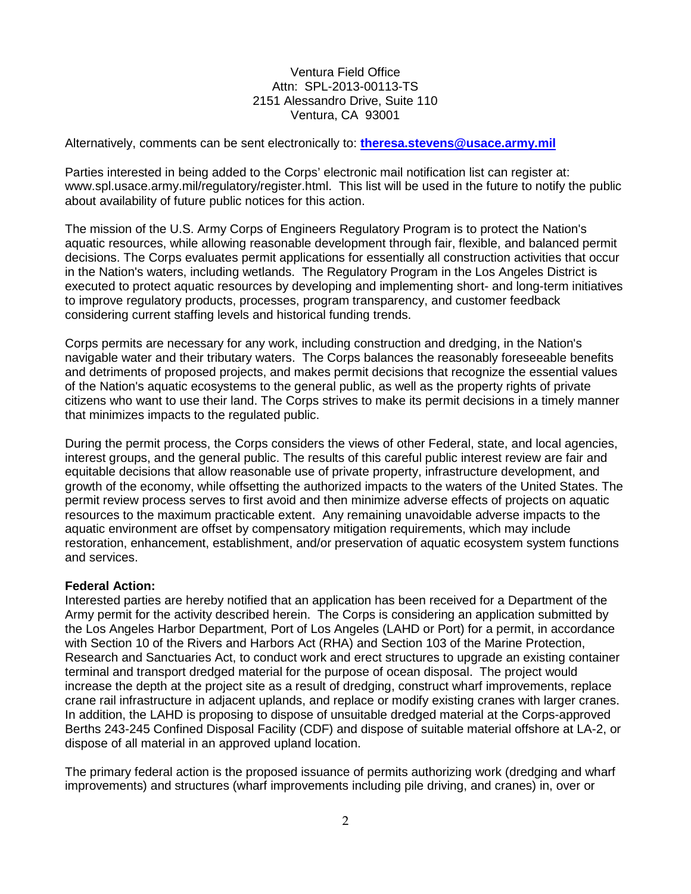Ventura Field Office
Attn: SPL-2013-00113-TS
2151 Alessandro Drive, Suite 110
Ventura, CA 93001

Alternatively, comments can be sent electronically to: **theresa.stevens@usace.army.mil**

Parties interested in being added to the Corps' electronic mail notification list can register at: www.spl.usace.army.mil/regulatory/register.html. This list will be used in the future to notify the public about availability of future public notices for this action.

The mission of the U.S. Army Corps of Engineers Regulatory Program is to protect the Nation's aquatic resources, while allowing reasonable development through fair, flexible, and balanced permit decisions. The Corps evaluates permit applications for essentially all construction activities that occur in the Nation's waters, including wetlands. The Regulatory Program in the Los Angeles District is executed to protect aquatic resources by developing and implementing short- and long-term initiatives to improve regulatory products, processes, program transparency, and customer feedback considering current staffing levels and historical funding trends.

Corps permits are necessary for any work, including construction and dredging, in the Nation's navigable water and their tributary waters. The Corps balances the reasonably foreseeable benefits and detriments of proposed projects, and makes permit decisions that recognize the essential values of the Nation's aquatic ecosystems to the general public, as well as the property rights of private citizens who want to use their land. The Corps strives to make its permit decisions in a timely manner that minimizes impacts to the regulated public.

During the permit process, the Corps considers the views of other Federal, state, and local agencies, interest groups, and the general public. The results of this careful public interest review are fair and equitable decisions that allow reasonable use of private property, infrastructure development, and growth of the economy, while offsetting the authorized impacts to the waters of the United States. The permit review process serves to first avoid and then minimize adverse effects of projects on aquatic resources to the maximum practicable extent. Any remaining unavoidable adverse impacts to the aquatic environment are offset by compensatory mitigation requirements, which may include restoration, enhancement, establishment, and/or preservation of aquatic ecosystem system functions and services.

**Federal Action:**
Interested parties are hereby notified that an application has been received for a Department of the Army permit for the activity described herein. The Corps is considering an application submitted by the Los Angeles Harbor Department, Port of Los Angeles (LAHD or Port) for a permit, in accordance with Section 10 of the Rivers and Harbors Act (RHA) and Section 103 of the Marine Protection, Research and Sanctuaries Act, to conduct work and erect structures to upgrade an existing container terminal and transport dredged material for the purpose of ocean disposal. The project would increase the depth at the project site as a result of dredging, construct wharf improvements, replace crane rail infrastructure in adjacent uplands, and replace or modify existing cranes with larger cranes. In addition, the LAHD is proposing to dispose of unsuitable dredged material at the Corps-approved Berths 243-245 Confined Disposal Facility (CDF) and dispose of suitable material offshore at LA-2, or dispose of all material in an approved upland location.

The primary federal action is the proposed issuance of permits authorizing work (dredging and wharf improvements) and structures (wharf improvements including pile driving, and cranes) in, over or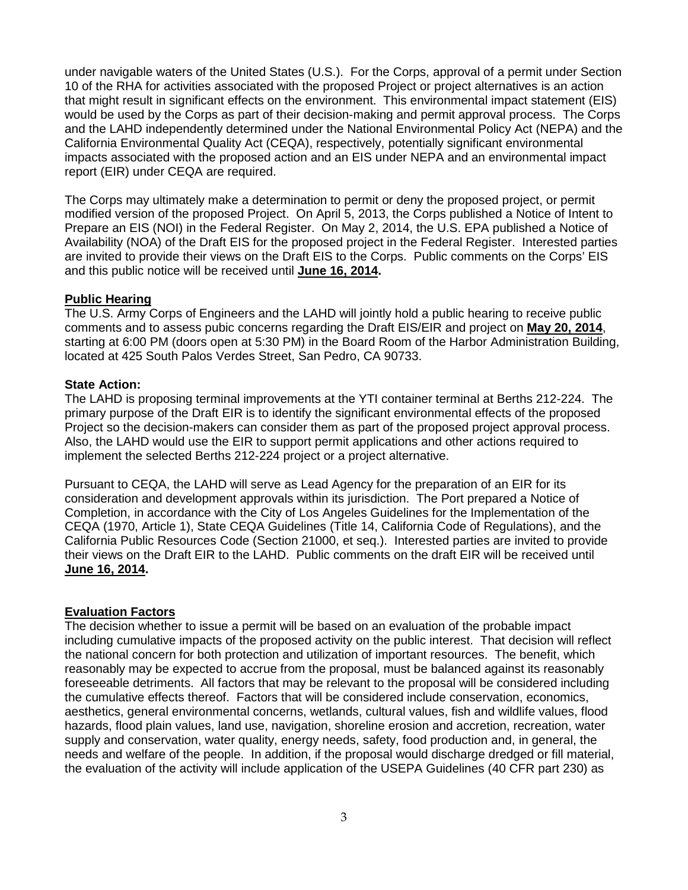under navigable waters of the United States (U.S.). For the Corps, approval of a permit under Section 10 of the RHA for activities associated with the proposed Project or project alternatives is an action that might result in significant effects on the environment. This environmental impact statement (EIS) would be used by the Corps as part of their decision-making and permit approval process. The Corps and the LAHD independently determined under the National Environmental Policy Act (NEPA) and the California Environmental Quality Act (CEQA), respectively, potentially significant environmental impacts associated with the proposed action and an EIS under NEPA and an environmental impact report (EIR) under CEQA are required.

The Corps may ultimately make a determination to permit or deny the proposed project, or permit modified version of the proposed Project. On April 5, 2013, the Corps published a Notice of Intent to Prepare an EIS (NOI) in the Federal Register. On May 2, 2014, the U.S. EPA published a Notice of Availability (NOA) of the Draft EIS for the proposed project in the Federal Register. Interested parties are invited to provide their views on the Draft EIS to the Corps. Public comments on the Corps' EIS and this public notice will be received until **June 16, 2014.**

**Public Hearing**

The U.S. Army Corps of Engineers and the LAHD will jointly hold a public hearing to receive public comments and to assess pubic concerns regarding the Draft EIS/EIR and project on **May 20, 2014**, starting at 6:00 PM (doors open at 5:30 PM) in the Board Room of the Harbor Administration Building, located at 425 South Palos Verdes Street, San Pedro, CA 90733.

**State Action:**

The LAHD is proposing terminal improvements at the YTI container terminal at Berths 212-224. The primary purpose of the Draft EIR is to identify the significant environmental effects of the proposed Project so the decision-makers can consider them as part of the proposed project approval process. Also, the LAHD would use the EIR to support permit applications and other actions required to implement the selected Berths 212-224 project or a project alternative.

Pursuant to CEQA, the LAHD will serve as Lead Agency for the preparation of an EIR for its consideration and development approvals within its jurisdiction. The Port prepared a Notice of Completion, in accordance with the City of Los Angeles Guidelines for the Implementation of the CEQA (1970, Article 1), State CEQA Guidelines (Title 14, California Code of Regulations), and the California Public Resources Code (Section 21000, et seq.). Interested parties are invited to provide their views on the Draft EIR to the LAHD. Public comments on the draft EIR will be received until **June 16, 2014.**

**Evaluation Factors**

The decision whether to issue a permit will be based on an evaluation of the probable impact including cumulative impacts of the proposed activity on the public interest. That decision will reflect the national concern for both protection and utilization of important resources. The benefit, which reasonably may be expected to accrue from the proposal, must be balanced against its reasonably foreseeable detriments. All factors that may be relevant to the proposal will be considered including the cumulative effects thereof. Factors that will be considered include conservation, economics, aesthetics, general environmental concerns, wetlands, cultural values, fish and wildlife values, flood hazards, flood plain values, land use, navigation, shoreline erosion and accretion, recreation, water supply and conservation, water quality, energy needs, safety, food production and, in general, the needs and welfare of the people. In addition, if the proposal would discharge dredged or fill material, the evaluation of the activity will include application of the USEPA Guidelines (40 CFR part 230) as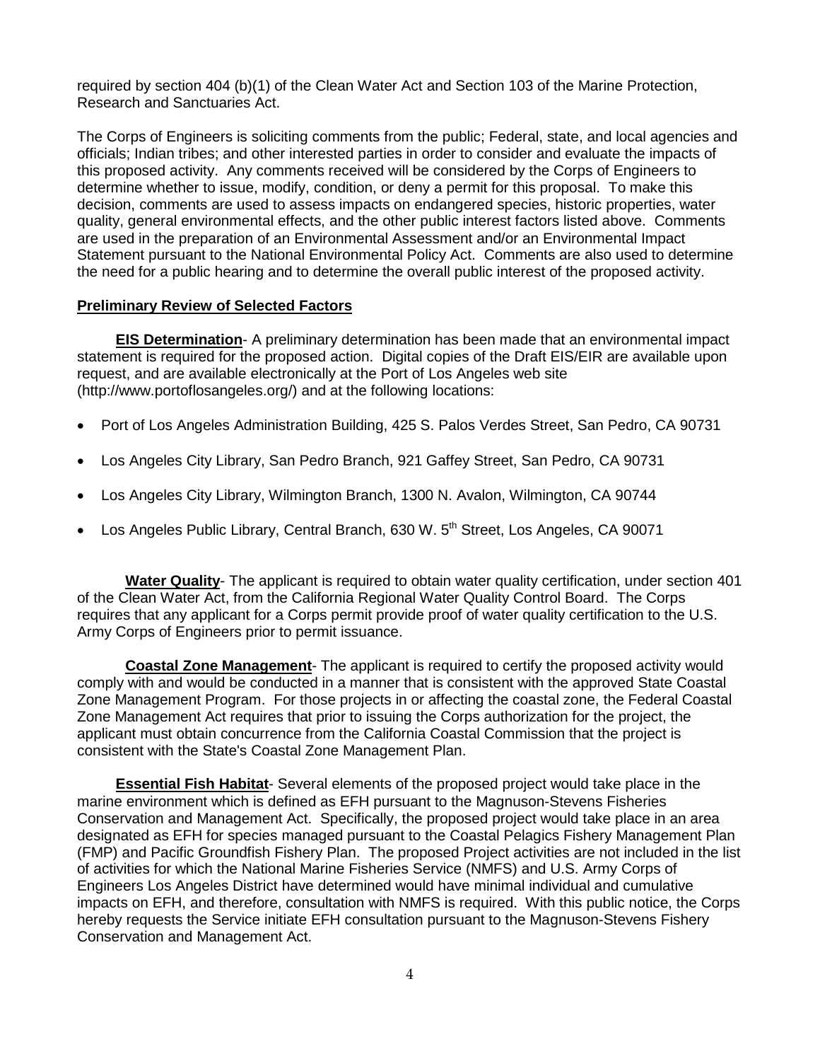required by section 404 (b)(1) of the Clean Water Act and Section 103 of the Marine Protection, Research and Sanctuaries Act.

The Corps of Engineers is soliciting comments from the public; Federal, state, and local agencies and officials; Indian tribes; and other interested parties in order to consider and evaluate the impacts of this proposed activity. Any comments received will be considered by the Corps of Engineers to determine whether to issue, modify, condition, or deny a permit for this proposal. To make this decision, comments are used to assess impacts on endangered species, historic properties, water quality, general environmental effects, and the other public interest factors listed above. Comments are used in the preparation of an Environmental Assessment and/or an Environmental Impact Statement pursuant to the National Environmental Policy Act. Comments are also used to determine the need for a public hearing and to determine the overall public interest of the proposed activity.

## Preliminary Review of Selected Factors

**EIS Determination**- A preliminary determination has been made that an environmental impact statement is required for the proposed action. Digital copies of the Draft EIS/EIR are available upon request, and are available electronically at the Port of Los Angeles web site (http://www.portoflosangeles.org/) and at the following locations:

- Port of Los Angeles Administration Building, 425 S. Palos Verdes Street, San Pedro, CA 90731
- Los Angeles City Library, San Pedro Branch, 921 Gaffey Street, San Pedro, CA 90731
- Los Angeles City Library, Wilmington Branch, 1300 N. Avalon, Wilmington, CA 90744
- Los Angeles Public Library, Central Branch, 630 W. 5th Street, Los Angeles, CA 90071

**Water Quality**- The applicant is required to obtain water quality certification, under section 401 of the Clean Water Act, from the California Regional Water Quality Control Board. The Corps requires that any applicant for a Corps permit provide proof of water quality certification to the U.S. Army Corps of Engineers prior to permit issuance.

**Coastal Zone Management**- The applicant is required to certify the proposed activity would comply with and would be conducted in a manner that is consistent with the approved State Coastal Zone Management Program. For those projects in or affecting the coastal zone, the Federal Coastal Zone Management Act requires that prior to issuing the Corps authorization for the project, the applicant must obtain concurrence from the California Coastal Commission that the project is consistent with the State's Coastal Zone Management Plan.

**Essential Fish Habitat**- Several elements of the proposed project would take place in the marine environment which is defined as EFH pursuant to the Magnuson-Stevens Fisheries Conservation and Management Act. Specifically, the proposed project would take place in an area designated as EFH for species managed pursuant to the Coastal Pelagics Fishery Management Plan (FMP) and Pacific Groundfish Fishery Plan. The proposed Project activities are not included in the list of activities for which the National Marine Fisheries Service (NMFS) and U.S. Army Corps of Engineers Los Angeles District have determined would have minimal individual and cumulative impacts on EFH, and therefore, consultation with NMFS is required. With this public notice, the Corps hereby requests the Service initiate EFH consultation pursuant to the Magnuson-Stevens Fishery Conservation and Management Act.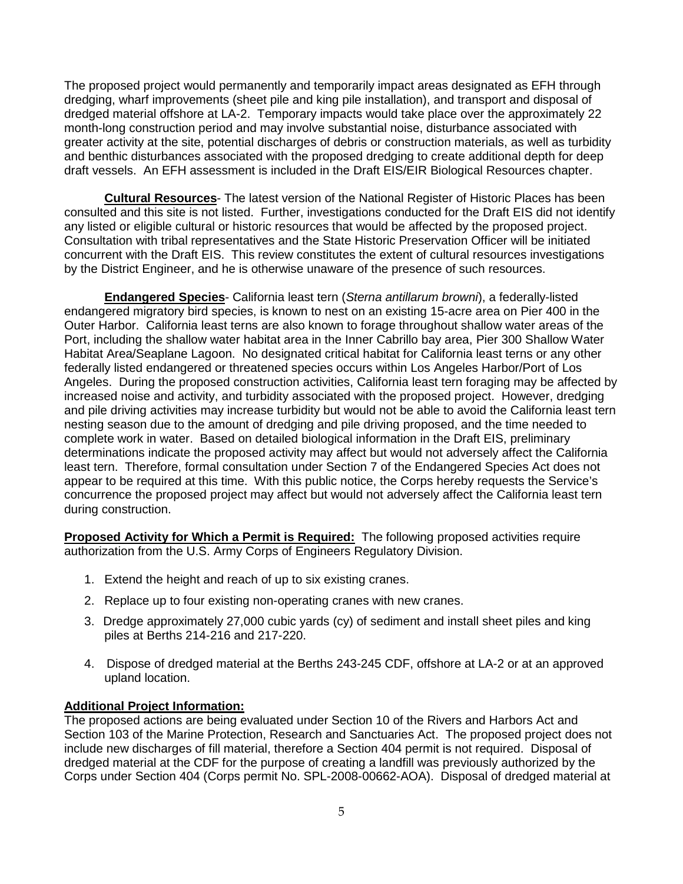The proposed project would permanently and temporarily impact areas designated as EFH through dredging, wharf improvements (sheet pile and king pile installation), and transport and disposal of dredged material offshore at LA-2. Temporary impacts would take place over the approximately 22 month-long construction period and may involve substantial noise, disturbance associated with greater activity at the site, potential discharges of debris or construction materials, as well as turbidity and benthic disturbances associated with the proposed dredging to create additional depth for deep draft vessels. An EFH assessment is included in the Draft EIS/EIR Biological Resources chapter.

**Cultural Resources**- The latest version of the National Register of Historic Places has been consulted and this site is not listed. Further, investigations conducted for the Draft EIS did not identify any listed or eligible cultural or historic resources that would be affected by the proposed project. Consultation with tribal representatives and the State Historic Preservation Officer will be initiated concurrent with the Draft EIS. This review constitutes the extent of cultural resources investigations by the District Engineer, and he is otherwise unaware of the presence of such resources.

**Endangered Species**- California least tern (*Sterna antillarum browni*), a federally-listed endangered migratory bird species, is known to nest on an existing 15-acre area on Pier 400 in the Outer Harbor. California least terns are also known to forage throughout shallow water areas of the Port, including the shallow water habitat area in the Inner Cabrillo bay area, Pier 300 Shallow Water Habitat Area/Seaplane Lagoon. No designated critical habitat for California least terns or any other federally listed endangered or threatened species occurs within Los Angeles Harbor/Port of Los Angeles. During the proposed construction activities, California least tern foraging may be affected by increased noise and activity, and turbidity associated with the proposed project. However, dredging and pile driving activities may increase turbidity but would not be able to avoid the California least tern nesting season due to the amount of dredging and pile driving proposed, and the time needed to complete work in water. Based on detailed biological information in the Draft EIS, preliminary determinations indicate the proposed activity may affect but would not adversely affect the California least tern. Therefore, formal consultation under Section 7 of the Endangered Species Act does not appear to be required at this time. With this public notice, the Corps hereby requests the Service's concurrence the proposed project may affect but would not adversely affect the California least tern during construction.

**Proposed Activity for Which a Permit is Required:** The following proposed activities require authorization from the U.S. Army Corps of Engineers Regulatory Division.

1. Extend the height and reach of up to six existing cranes.
2. Replace up to four existing non-operating cranes with new cranes.
3. Dredge approximately 27,000 cubic yards (cy) of sediment and install sheet piles and king piles at Berths 214-216 and 217-220.
4. Dispose of dredged material at the Berths 243-245 CDF, offshore at LA-2 or at an approved upland location.

**Additional Project Information:**

The proposed actions are being evaluated under Section 10 of the Rivers and Harbors Act and Section 103 of the Marine Protection, Research and Sanctuaries Act. The proposed project does not include new discharges of fill material, therefore a Section 404 permit is not required. Disposal of dredged material at the CDF for the purpose of creating a landfill was previously authorized by the Corps under Section 404 (Corps permit No. SPL-2008-00662-AOA). Disposal of dredged material at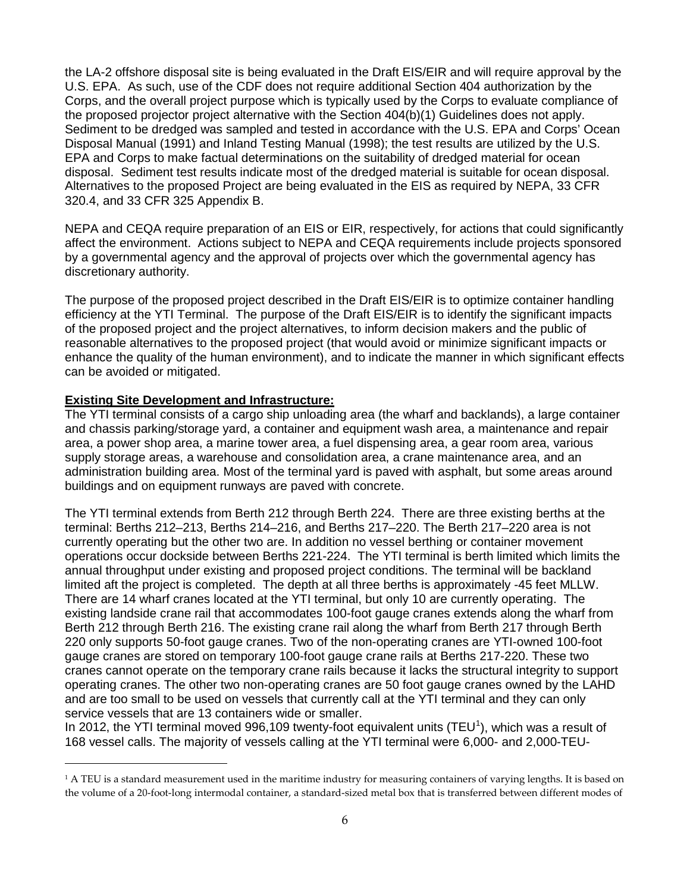the LA-2 offshore disposal site is being evaluated in the Draft EIS/EIR and will require approval by the U.S. EPA. As such, use of the CDF does not require additional Section 404 authorization by the Corps, and the overall project purpose which is typically used by the Corps to evaluate compliance of the proposed projector project alternative with the Section 404(b)(1) Guidelines does not apply. Sediment to be dredged was sampled and tested in accordance with the U.S. EPA and Corps' Ocean Disposal Manual (1991) and Inland Testing Manual (1998); the test results are utilized by the U.S. EPA and Corps to make factual determinations on the suitability of dredged material for ocean disposal. Sediment test results indicate most of the dredged material is suitable for ocean disposal. Alternatives to the proposed Project are being evaluated in the EIS as required by NEPA, 33 CFR 320.4, and 33 CFR 325 Appendix B.

NEPA and CEQA require preparation of an EIS or EIR, respectively, for actions that could significantly affect the environment. Actions subject to NEPA and CEQA requirements include projects sponsored by a governmental agency and the approval of projects over which the governmental agency has discretionary authority.

The purpose of the proposed project described in the Draft EIS/EIR is to optimize container handling efficiency at the YTI Terminal. The purpose of the Draft EIS/EIR is to identify the significant impacts of the proposed project and the project alternatives, to inform decision makers and the public of reasonable alternatives to the proposed project (that would avoid or minimize significant impacts or enhance the quality of the human environment), and to indicate the manner in which significant effects can be avoided or mitigated.

**Existing Site Development and Infrastructure:**

The YTI terminal consists of a cargo ship unloading area (the wharf and backlands), a large container and chassis parking/storage yard, a container and equipment wash area, a maintenance and repair area, a power shop area, a marine tower area, a fuel dispensing area, a gear room area, various supply storage areas, a warehouse and consolidation area, a crane maintenance area, and an administration building area. Most of the terminal yard is paved with asphalt, but some areas around buildings and on equipment runways are paved with concrete.

The YTI terminal extends from Berth 212 through Berth 224. There are three existing berths at the terminal: Berths 212–213, Berths 214–216, and Berths 217–220. The Berth 217–220 area is not currently operating but the other two are. In addition no vessel berthing or container movement operations occur dockside between Berths 221-224. The YTI terminal is berth limited which limits the annual throughput under existing and proposed project conditions. The terminal will be backland limited aft the project is completed. The depth at all three berths is approximately -45 feet MLLW. There are 14 wharf cranes located at the YTI terminal, but only 10 are currently operating. The existing landside crane rail that accommodates 100-foot gauge cranes extends along the wharf from Berth 212 through Berth 216. The existing crane rail along the wharf from Berth 217 through Berth 220 only supports 50-foot gauge cranes. Two of the non-operating cranes are YTI-owned 100-foot gauge cranes are stored on temporary 100-foot gauge crane rails at Berths 217-220. These two cranes cannot operate on the temporary crane rails because it lacks the structural integrity to support operating cranes. The other two non-operating cranes are 50 foot gauge cranes owned by the LAHD and are too small to be used on vessels that currently call at the YTI terminal and they can only service vessels that are 13 containers wide or smaller.

In 2012, the YTI terminal moved 996,109 twenty-foot equivalent units (TEU[1]), which was a result of 168 vessel calls. The majority of vessels calling at the YTI terminal were 6,000- and 2,000-TEU-

[1] A TEU is a standard measurement used in the maritime industry for measuring containers of varying lengths. It is based on the volume of a 20-foot-long intermodal container, a standard-sized metal box that is transferred between different modes of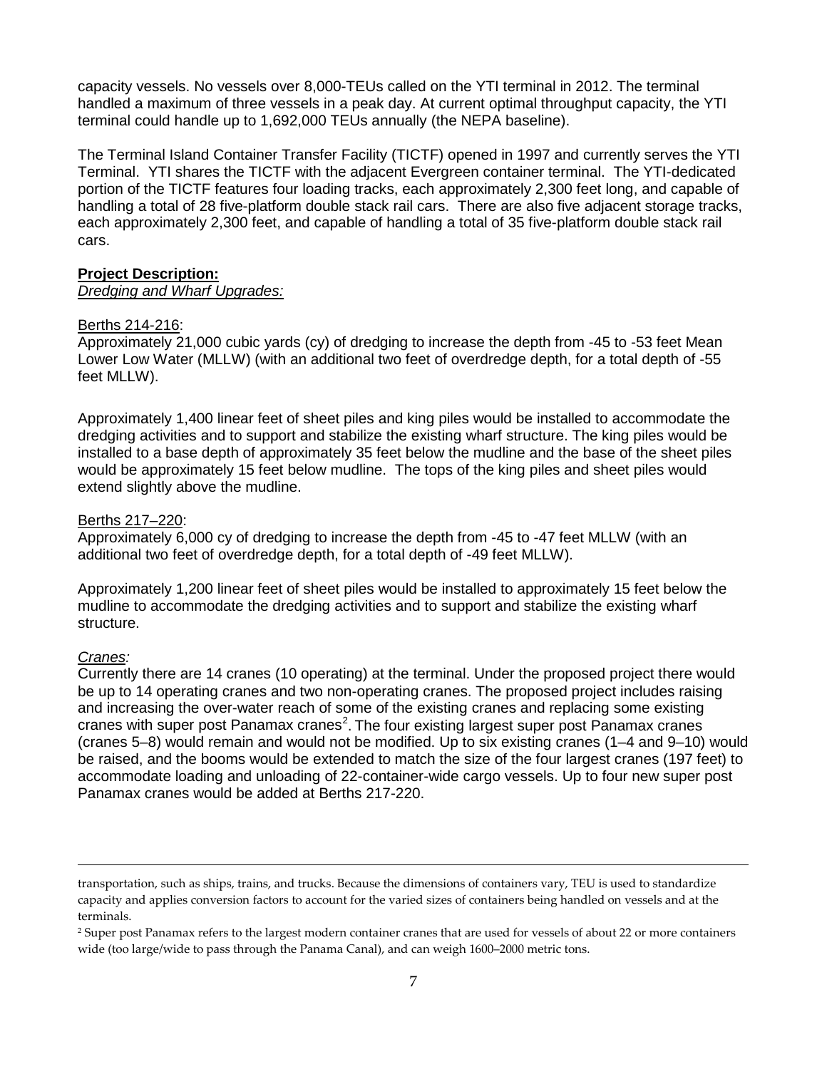capacity vessels. No vessels over 8,000-TEUs called on the YTI terminal in 2012. The terminal handled a maximum of three vessels in a peak day. At current optimal throughput capacity, the YTI terminal could handle up to 1,692,000 TEUs annually (the NEPA baseline).

The Terminal Island Container Transfer Facility (TICTF) opened in 1997 and currently serves the YTI Terminal. YTI shares the TICTF with the adjacent Evergreen container terminal. The YTI-dedicated portion of the TICTF features four loading tracks, each approximately 2,300 feet long, and capable of handling a total of 28 five-platform double stack rail cars. There are also five adjacent storage tracks, each approximately 2,300 feet, and capable of handling a total of 35 five-platform double stack rail cars.

**Project Description:**

*Dredging and Wharf Upgrades:*

Berths 214-216:

Approximately 21,000 cubic yards (cy) of dredging to increase the depth from -45 to -53 feet Mean Lower Low Water (MLLW) (with an additional two feet of overdredge depth, for a total depth of -55 feet MLLW).

Approximately 1,400 linear feet of sheet piles and king piles would be installed to accommodate the dredging activities and to support and stabilize the existing wharf structure. The king piles would be installed to a base depth of approximately 35 feet below the mudline and the base of the sheet piles would be approximately 15 feet below mudline. The tops of the king piles and sheet piles would extend slightly above the mudline.

Berths 217–220:

Approximately 6,000 cy of dredging to increase the depth from -45 to -47 feet MLLW (with an additional two feet of overdredge depth, for a total depth of -49 feet MLLW).

Approximately 1,200 linear feet of sheet piles would be installed to approximately 15 feet below the mudline to accommodate the dredging activities and to support and stabilize the existing wharf structure.

*Cranes:*

Currently there are 14 cranes (10 operating) at the terminal. Under the proposed project there would be up to 14 operating cranes and two non-operating cranes. The proposed project includes raising and increasing the over-water reach of some of the existing cranes and replacing some existing cranes with super post Panamax cranes[2]. The four existing largest super post Panamax cranes (cranes 5–8) would remain and would not be modified. Up to six existing cranes (1–4 and 9–10) would be raised, and the booms would be extended to match the size of the four largest cranes (197 feet) to accommodate loading and unloading of 22-container-wide cargo vessels. Up to four new super post Panamax cranes would be added at Berths 217-220.

---

transportation, such as ships, trains, and trucks. Because the dimensions of containers vary, TEU is used to standardize capacity and applies conversion factors to account for the varied sizes of containers being handled on vessels and at the terminals.

[2] Super post Panamax refers to the largest modern container cranes that are used for vessels of about 22 or more containers wide (too large/wide to pass through the Panama Canal), and can weigh 1600–2000 metric tons.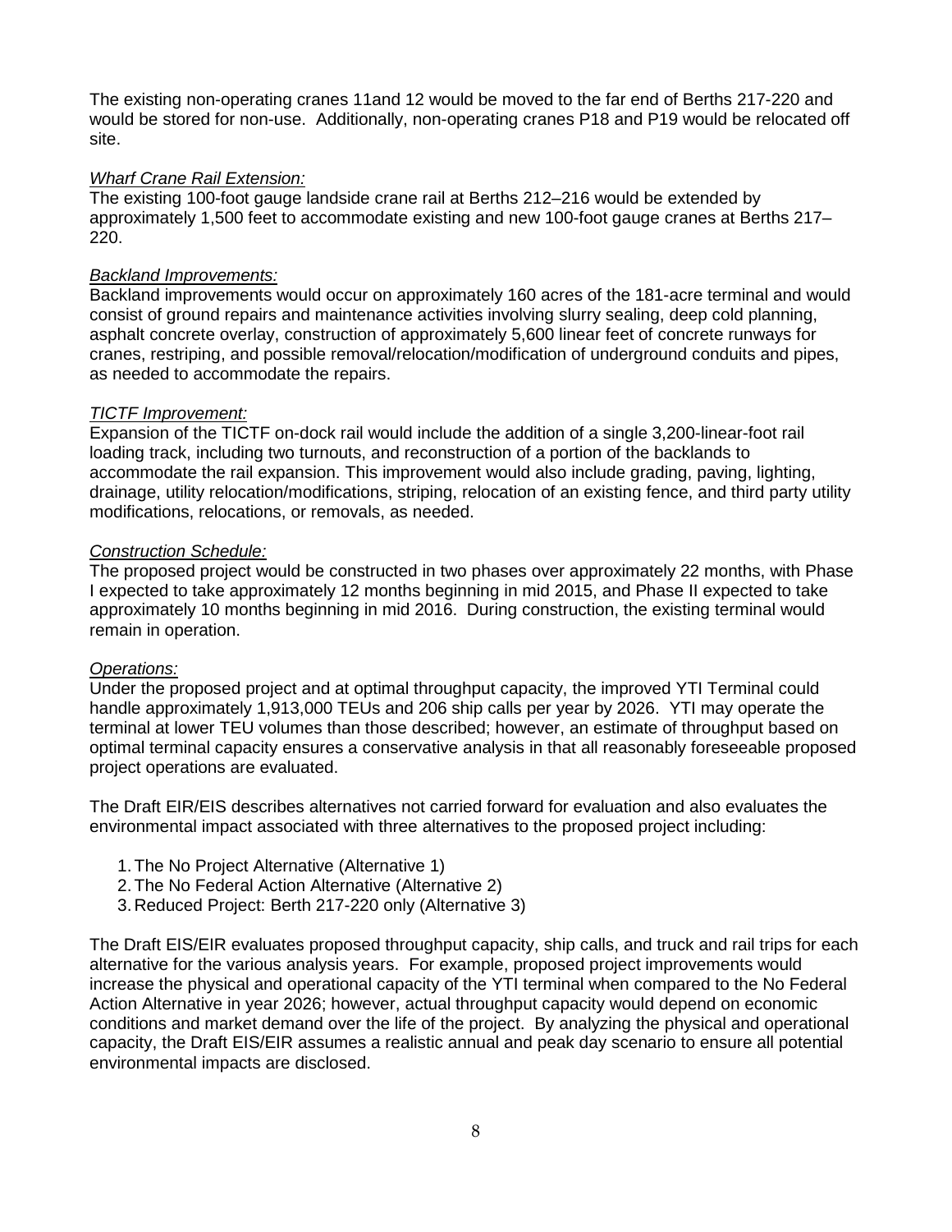The existing non-operating cranes 11and 12 would be moved to the far end of Berths 217-220 and would be stored for non-use. Additionally, non-operating cranes P18 and P19 would be relocated off site.

*Wharf Crane Rail Extension:*
The existing 100-foot gauge landside crane rail at Berths 212–216 would be extended by approximately 1,500 feet to accommodate existing and new 100-foot gauge cranes at Berths 217–220.

*Backland Improvements:*
Backland improvements would occur on approximately 160 acres of the 181-acre terminal and would consist of ground repairs and maintenance activities involving slurry sealing, deep cold planning, asphalt concrete overlay, construction of approximately 5,600 linear feet of concrete runways for cranes, restriping, and possible removal/relocation/modification of underground conduits and pipes, as needed to accommodate the repairs.

*TICTF Improvement:*
Expansion of the TICTF on-dock rail would include the addition of a single 3,200-linear-foot rail loading track, including two turnouts, and reconstruction of a portion of the backlands to accommodate the rail expansion. This improvement would also include grading, paving, lighting, drainage, utility relocation/modifications, striping, relocation of an existing fence, and third party utility modifications, relocations, or removals, as needed.

*Construction Schedule:*
The proposed project would be constructed in two phases over approximately 22 months, with Phase I expected to take approximately 12 months beginning in mid 2015, and Phase II expected to take approximately 10 months beginning in mid 2016. During construction, the existing terminal would remain in operation.

*Operations:*
Under the proposed project and at optimal throughput capacity, the improved YTI Terminal could handle approximately 1,913,000 TEUs and 206 ship calls per year by 2026. YTI may operate the terminal at lower TEU volumes than those described; however, an estimate of throughput based on optimal terminal capacity ensures a conservative analysis in that all reasonably foreseeable proposed project operations are evaluated.

The Draft EIR/EIS describes alternatives not carried forward for evaluation and also evaluates the environmental impact associated with three alternatives to the proposed project including:

1. The No Project Alternative (Alternative 1)
2. The No Federal Action Alternative (Alternative 2)
3. Reduced Project: Berth 217-220 only (Alternative 3)

The Draft EIS/EIR evaluates proposed throughput capacity, ship calls, and truck and rail trips for each alternative for the various analysis years. For example, proposed project improvements would increase the physical and operational capacity of the YTI terminal when compared to the No Federal Action Alternative in year 2026; however, actual throughput capacity would depend on economic conditions and market demand over the life of the project. By analyzing the physical and operational capacity, the Draft EIS/EIR assumes a realistic annual and peak day scenario to ensure all potential environmental impacts are disclosed.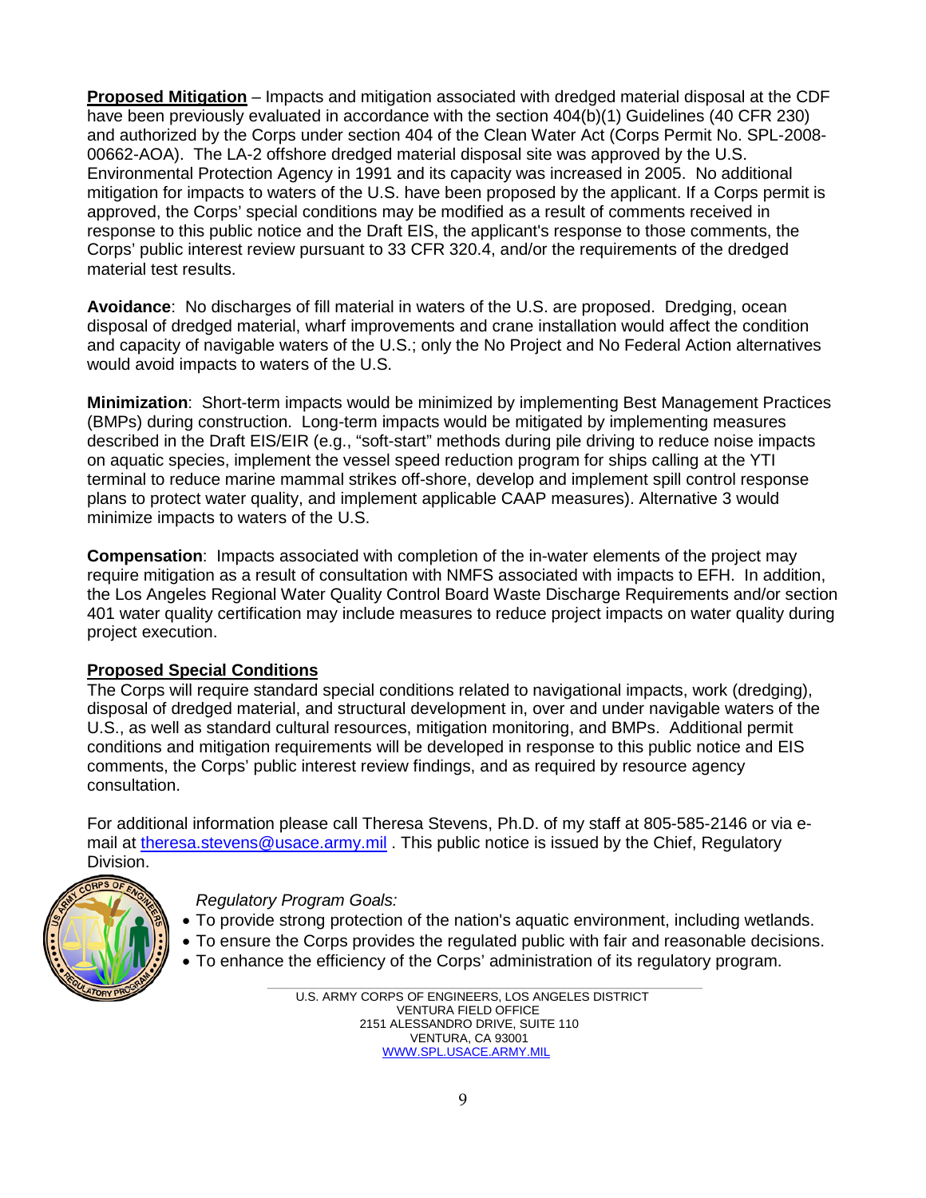**Proposed Mitigation** – Impacts and mitigation associated with dredged material disposal at the CDF have been previously evaluated in accordance with the section 404(b)(1) Guidelines (40 CFR 230) and authorized by the Corps under section 404 of the Clean Water Act (Corps Permit No. SPL-2008-00662-AOA). The LA-2 offshore dredged material disposal site was approved by the U.S. Environmental Protection Agency in 1991 and its capacity was increased in 2005. No additional mitigation for impacts to waters of the U.S. have been proposed by the applicant. If a Corps permit is approved, the Corps' special conditions may be modified as a result of comments received in response to this public notice and the Draft EIS, the applicant's response to those comments, the Corps' public interest review pursuant to 33 CFR 320.4, and/or the requirements of the dredged material test results.

**Avoidance**: No discharges of fill material in waters of the U.S. are proposed. Dredging, ocean disposal of dredged material, wharf improvements and crane installation would affect the condition and capacity of navigable waters of the U.S.; only the No Project and No Federal Action alternatives would avoid impacts to waters of the U.S.

**Minimization**: Short-term impacts would be minimized by implementing Best Management Practices (BMPs) during construction. Long-term impacts would be mitigated by implementing measures described in the Draft EIS/EIR (e.g., "soft-start" methods during pile driving to reduce noise impacts on aquatic species, implement the vessel speed reduction program for ships calling at the YTI terminal to reduce marine mammal strikes off-shore, develop and implement spill control response plans to protect water quality, and implement applicable CAAP measures). Alternative 3 would minimize impacts to waters of the U.S.

**Compensation**: Impacts associated with completion of the in-water elements of the project may require mitigation as a result of consultation with NMFS associated with impacts to EFH. In addition, the Los Angeles Regional Water Quality Control Board Waste Discharge Requirements and/or section 401 water quality certification may include measures to reduce project impacts on water quality during project execution.

**Proposed Special Conditions**

The Corps will require standard special conditions related to navigational impacts, work (dredging), disposal of dredged material, and structural development in, over and under navigable waters of the U.S., as well as standard cultural resources, mitigation monitoring, and BMPs. Additional permit conditions and mitigation requirements will be developed in response to this public notice and EIS comments, the Corps' public interest review findings, and as required by resource agency consultation.

For additional information please call Theresa Stevens, Ph.D. of my staff at 805-585-2146 or via e-mail at theresa.stevens@usace.army.mil . This public notice is issued by the Chief, Regulatory Division.

*Regulatory Program Goals:*

- To provide strong protection of the nation's aquatic environment, including wetlands.
- To ensure the Corps provides the regulated public with fair and reasonable decisions.
- To enhance the efficiency of the Corps' administration of its regulatory program.

U.S. ARMY CORPS OF ENGINEERS, LOS ANGELES DISTRICT
VENTURA FIELD OFFICE
2151 ALESSANDRO DRIVE, SUITE 110
VENTURA, CA 93001
WWW.SPL.USACE.ARMY.MIL